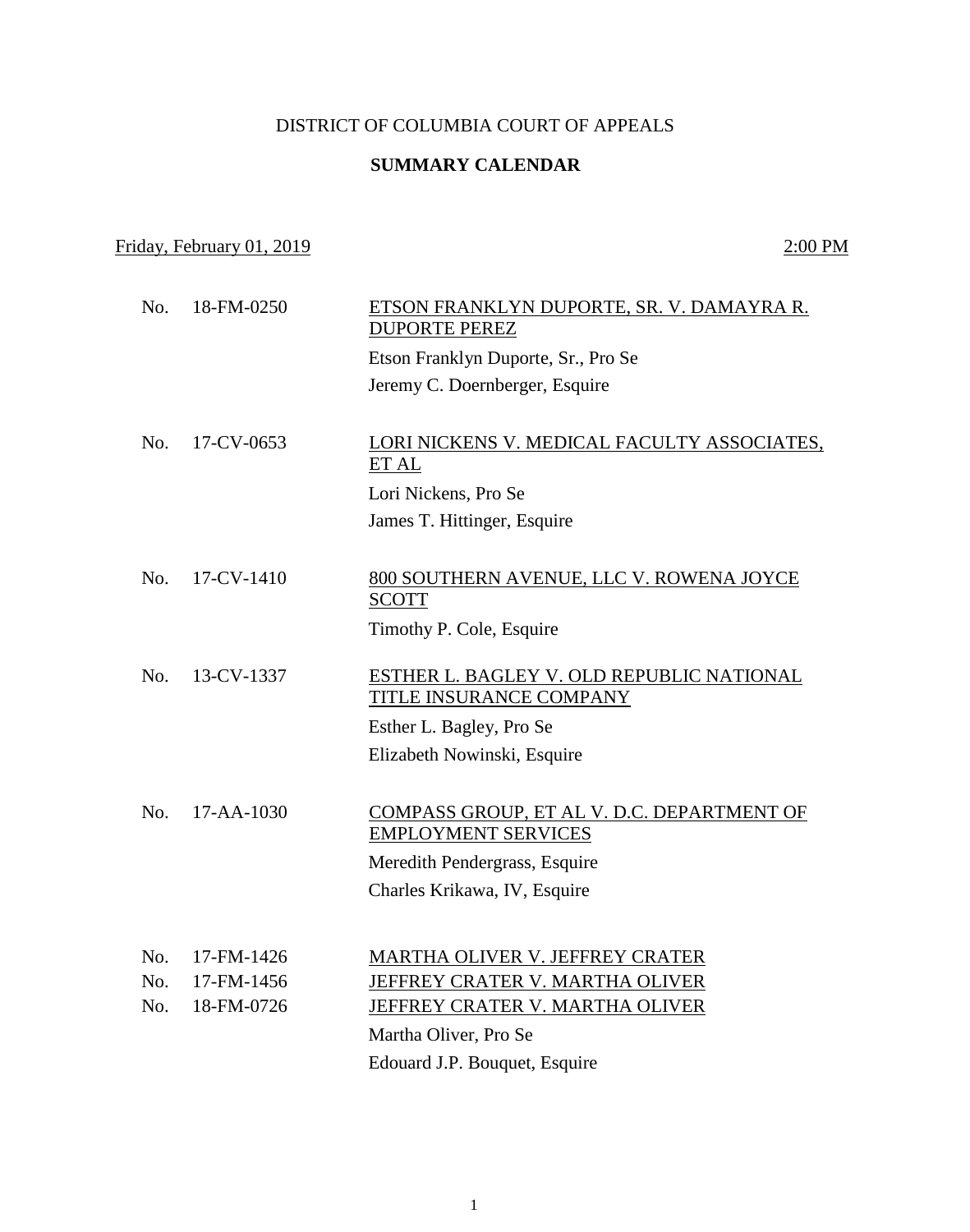DISTRICT OF COLUMBIA COURT OF APPEALS

**SUMMARY CALENDAR**

Friday, February 01, 2019 — 2:00 PM

No. 18-FM-0250 — ETSON FRANKLYN DUPORTE, SR. V. DAMAYRA R. DUPORTE PEREZ

Etson Franklyn Duporte, Sr., Pro Se
Jeremy C. Doernberger, Esquire

No. 17-CV-0653 — LORI NICKENS V. MEDICAL FACULTY ASSOCIATES, ET AL

Lori Nickens, Pro Se
James T. Hittinger, Esquire

No. 17-CV-1410 — 800 SOUTHERN AVENUE, LLC V. ROWENA JOYCE SCOTT

Timothy P. Cole, Esquire

No. 13-CV-1337 — ESTHER L. BAGLEY V. OLD REPUBLIC NATIONAL TITLE INSURANCE COMPANY

Esther L. Bagley, Pro Se
Elizabeth Nowinski, Esquire

No. 17-AA-1030 — COMPASS GROUP, ET AL V. D.C. DEPARTMENT OF EMPLOYMENT SERVICES

Meredith Pendergrass, Esquire
Charles Krikawa, IV, Esquire

No. 17-FM-1426 — MARTHA OLIVER V. JEFFREY CRATER
No. 17-FM-1456 — JEFFREY CRATER V. MARTHA OLIVER
No. 18-FM-0726 — JEFFREY CRATER V. MARTHA OLIVER

Martha Oliver, Pro Se
Edouard J.P. Bouquet, Esquire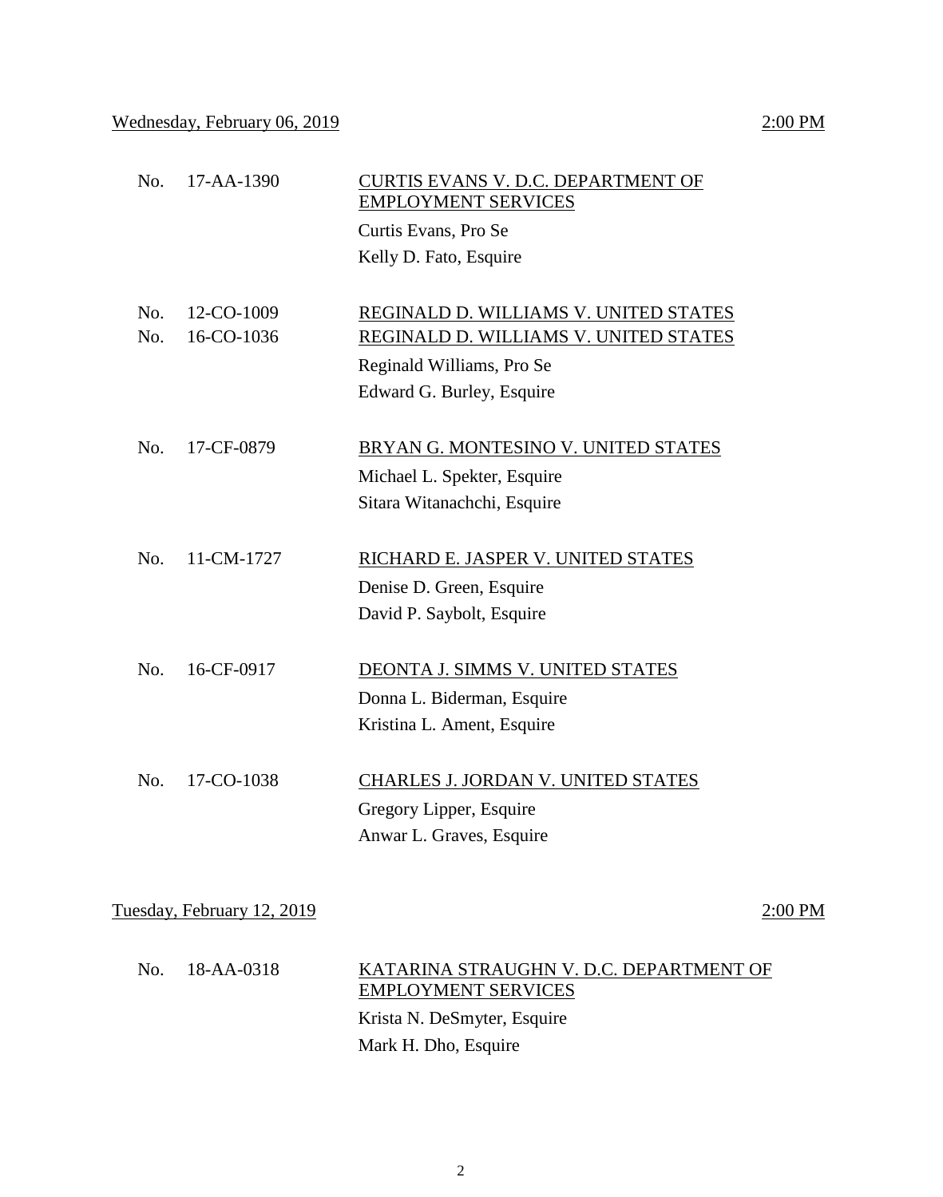<u>Wednesday, February 06, 2019</u> <u>2:00 PM</u>

No. 17-AA-1390 <u>CURTIS EVANS V. D.C. DEPARTMENT OF EMPLOYMENT SERVICES</u>

Curtis Evans, Pro Se

Kelly D. Fato, Esquire

No. 12-CO-1009 <u>REGINALD D. WILLIAMS V. UNITED STATES</u>

No. 16-CO-1036 <u>REGINALD D. WILLIAMS V. UNITED STATES</u>

Reginald Williams, Pro Se

Edward G. Burley, Esquire

No. 17-CF-0879 <u>BRYAN G. MONTESINO V. UNITED STATES</u>

Michael L. Spekter, Esquire

Sitara Witanachchi, Esquire

No. 11-CM-1727 <u>RICHARD E. JASPER V. UNITED STATES</u>

Denise D. Green, Esquire

David P. Saybolt, Esquire

No. 16-CF-0917 <u>DEONTA J. SIMMS V. UNITED STATES</u>

Donna L. Biderman, Esquire

Kristina L. Ament, Esquire

No. 17-CO-1038 <u>CHARLES J. JORDAN V. UNITED STATES</u>

Gregory Lipper, Esquire

Anwar L. Graves, Esquire

<u>Tuesday, February 12, 2019</u> <u>2:00 PM</u>

No. 18-AA-0318 <u>KATARINA STRAUGHN V. D.C. DEPARTMENT OF EMPLOYMENT SERVICES</u>

Krista N. DeSmyter, Esquire

Mark H. Dho, Esquire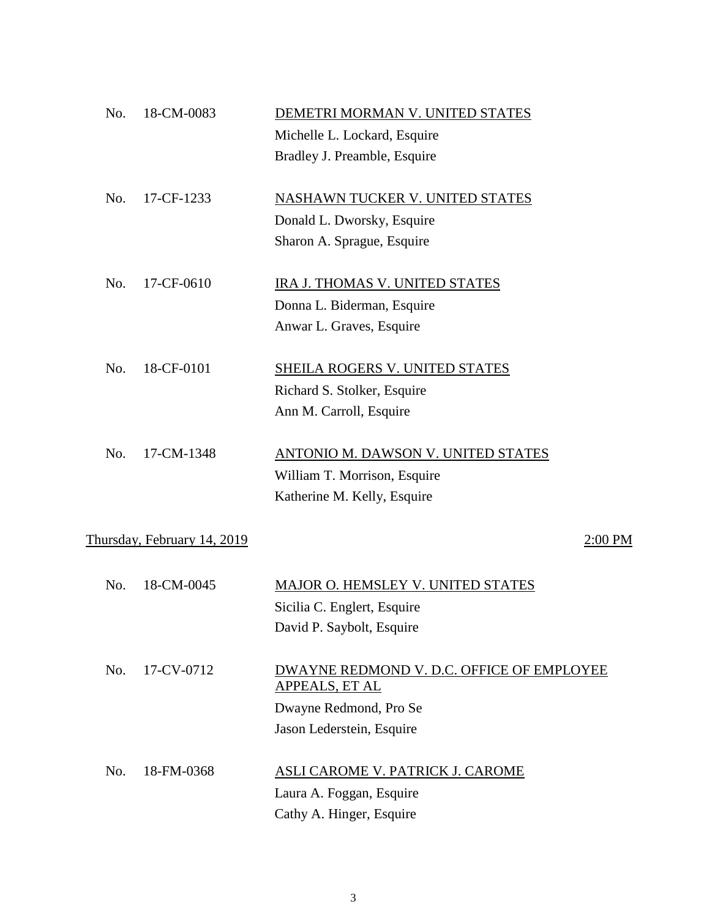No. 18-CM-0083 — DEMETRI MORMAN V. UNITED STATES
Michelle L. Lockard, Esquire
Bradley J. Preamble, Esquire

No. 17-CF-1233 — NASHAWN TUCKER V. UNITED STATES
Donald L. Dworsky, Esquire
Sharon A. Sprague, Esquire

No. 17-CF-0610 — IRA J. THOMAS V. UNITED STATES
Donna L. Biderman, Esquire
Anwar L. Graves, Esquire

No. 18-CF-0101 — SHEILA ROGERS V. UNITED STATES
Richard S. Stolker, Esquire
Ann M. Carroll, Esquire

No. 17-CM-1348 — ANTONIO M. DAWSON V. UNITED STATES
William T. Morrison, Esquire
Katherine M. Kelly, Esquire

## Thursday, February 14, 2019 — 2:00 PM

No. 18-CM-0045 — MAJOR O. HEMSLEY V. UNITED STATES
Sicilia C. Englert, Esquire
David P. Saybolt, Esquire

No. 17-CV-0712 — DWAYNE REDMOND V. D.C. OFFICE OF EMPLOYEE APPEALS, ET AL
Dwayne Redmond, Pro Se
Jason Lederstein, Esquire

No. 18-FM-0368 — ASLI CAROME V. PATRICK J. CAROME
Laura A. Foggan, Esquire
Cathy A. Hinger, Esquire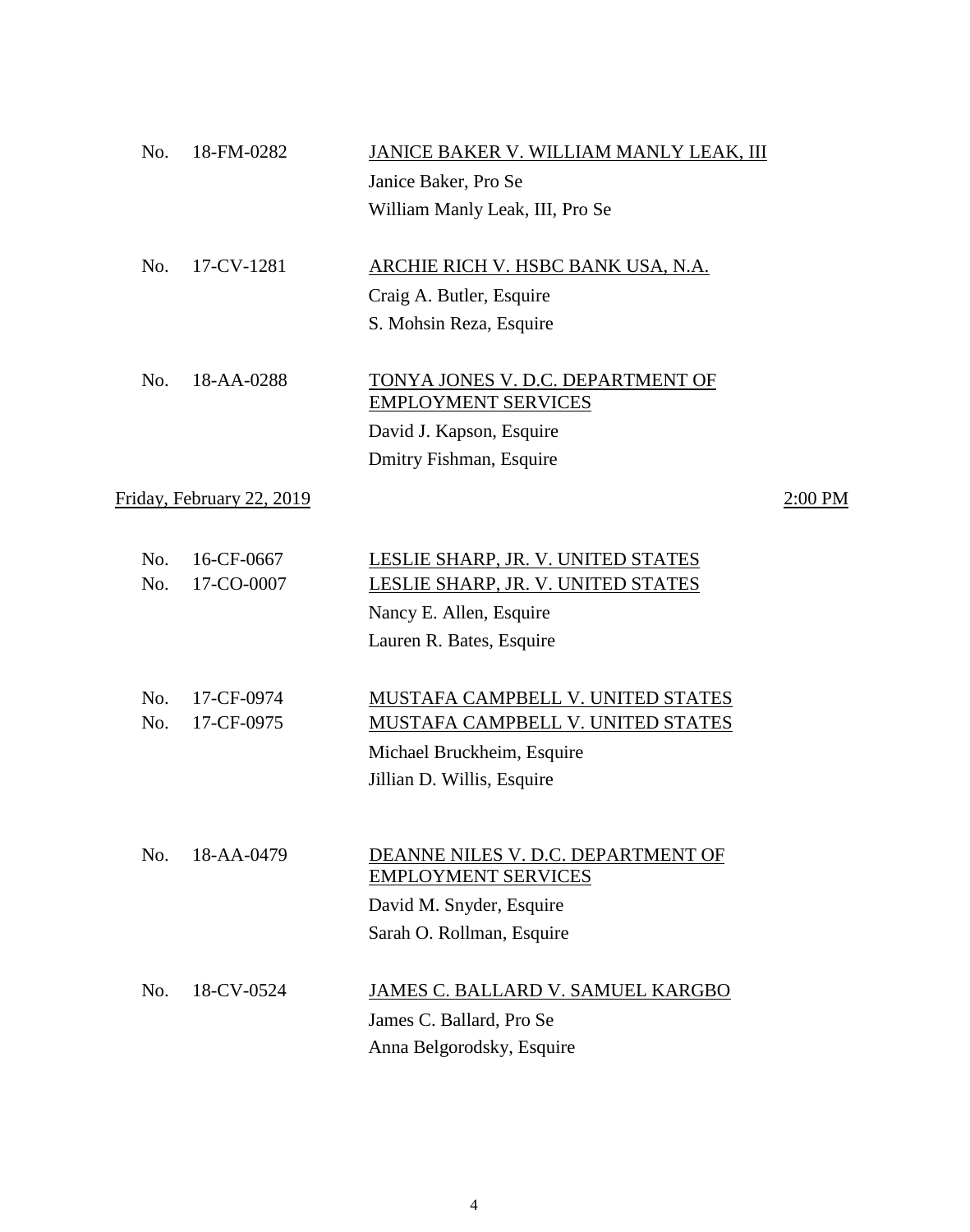No. 18-FM-0282 &nbsp;&nbsp;&nbsp;&nbsp; <u>JANICE BAKER V. WILLIAM MANLY LEAK, III</u>

Janice Baker, Pro Se
William Manly Leak, III, Pro Se

No. 17-CV-1281 &nbsp;&nbsp;&nbsp;&nbsp; <u>ARCHIE RICH V. HSBC BANK USA, N.A.</u>

Craig A. Butler, Esquire
S. Mohsin Reza, Esquire

No. 18-AA-0288 &nbsp;&nbsp;&nbsp;&nbsp; <u>TONYA JONES V. D.C. DEPARTMENT OF EMPLOYMENT SERVICES</u>

David J. Kapson, Esquire
Dmitry Fishman, Esquire

<u>Friday, February 22, 2019</u> &nbsp;&nbsp;&nbsp;&nbsp; <u>2:00 PM</u>

No. 16-CF-0667 &nbsp;&nbsp;&nbsp;&nbsp; <u>LESLIE SHARP, JR. V. UNITED STATES</u>
No. 17-CO-0007 &nbsp;&nbsp;&nbsp;&nbsp; <u>LESLIE SHARP, JR. V. UNITED STATES</u>

Nancy E. Allen, Esquire
Lauren R. Bates, Esquire

No. 17-CF-0974 &nbsp;&nbsp;&nbsp;&nbsp; <u>MUSTAFA CAMPBELL V. UNITED STATES</u>
No. 17-CF-0975 &nbsp;&nbsp;&nbsp;&nbsp; <u>MUSTAFA CAMPBELL V. UNITED STATES</u>

Michael Bruckheim, Esquire
Jillian D. Willis, Esquire

No. 18-AA-0479 &nbsp;&nbsp;&nbsp;&nbsp; <u>DEANNE NILES V. D.C. DEPARTMENT OF EMPLOYMENT SERVICES</u>

David M. Snyder, Esquire
Sarah O. Rollman, Esquire

No. 18-CV-0524 &nbsp;&nbsp;&nbsp;&nbsp; <u>JAMES C. BALLARD V. SAMUEL KARGBO</u>

James C. Ballard, Pro Se
Anna Belgorodsky, Esquire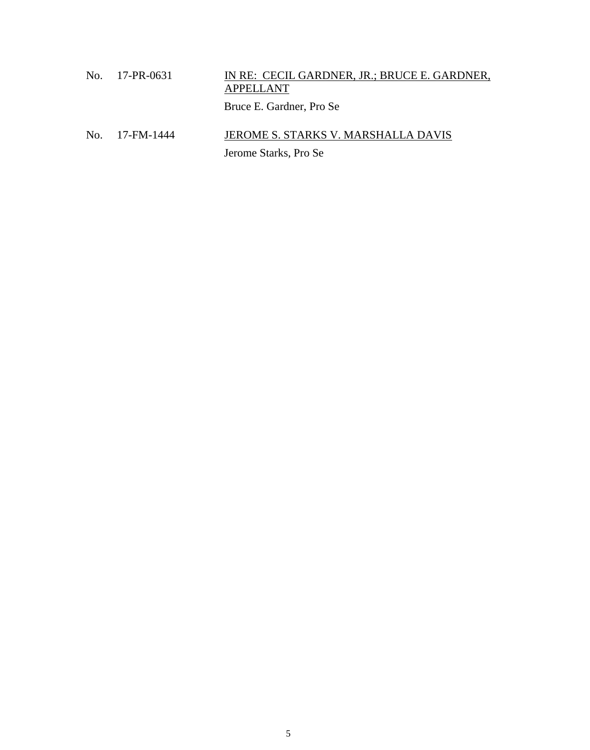No. 17-PR-0631 <u>IN RE: CECIL GARDNER, JR.; BRUCE E. GARDNER, APPELLANT</u>

Bruce E. Gardner, Pro Se

No. 17-FM-1444 <u>JEROME S. STARKS V. MARSHALLA DAVIS</u>

Jerome Starks, Pro Se